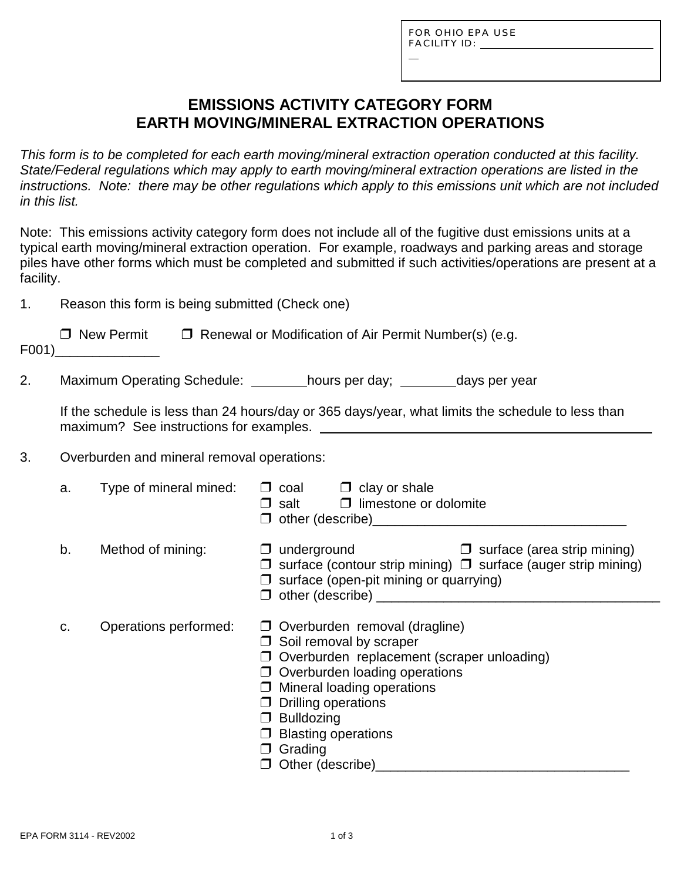FOR OHIO EPA USE
FACILITY ID: ______________________

# EMISSIONS ACTIVITY CATEGORY FORM
# EARTH MOVING/MINERAL EXTRACTION OPERATIONS

*This form is to be completed for each earth moving/mineral extraction operation conducted at this facility. State/Federal regulations which may apply to earth moving/mineral extraction operations are listed in the instructions. Note: there may be other regulations which apply to this emissions unit which are not included in this list.*

Note: This emissions activity category form does not include all of the fugitive dust emissions units at a typical earth moving/mineral extraction operation. For example, roadways and parking areas and storage piles have other forms which must be completed and submitted if such activities/operations are present at a facility.

1. Reason this form is being submitted (Check one)

   ❒ New Permit   ❒ Renewal or Modification of Air Permit Number(s) (e.g. F001)______________

2. Maximum Operating Schedule: ________hours per day; ________days per year

   If the schedule is less than 24 hours/day or 365 days/year, what limits the schedule to less than maximum? See instructions for examples. ______________________________

3. Overburden and mineral removal operations:

   a. Type of mineral mined:
      - ❒ coal
      - ❒ clay or shale
      - ❒ salt
      - ❒ limestone or dolomite
      - ❒ other (describe)__________________________________

   b. Method of mining:
      - ❒ underground
      - ❒ surface (area strip mining)
      - ❒ surface (contour strip mining)
      - ❒ surface (auger strip mining)
      - ❒ surface (open-pit mining or quarrying)
      - ❒ other (describe) ______________________________________

   c. Operations performed:
      - ❒ Overburden removal (dragline)
      - ❒ Soil removal by scraper
      - ❒ Overburden replacement (scraper unloading)
      - ❒ Overburden loading operations
      - ❒ Mineral loading operations
      - ❒ Drilling operations
      - ❒ Bulldozing
      - ❒ Blasting operations
      - ❒ Grading
      - ❒ Other (describe)__________________________________

EPA FORM 3114 - REV2002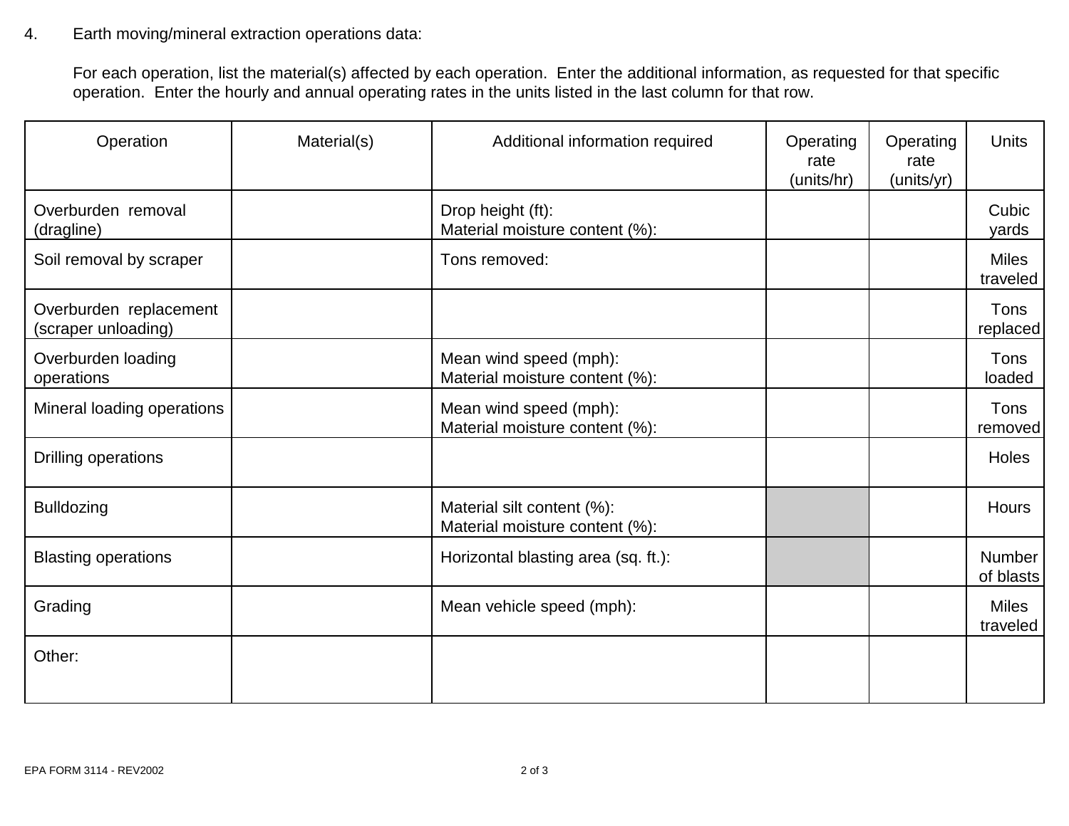4. Earth moving/mineral extraction operations data:

For each operation, list the material(s) affected by each operation. Enter the additional information, as requested for that specific operation. Enter the hourly and annual operating rates in the units listed in the last column for that row.

| Operation | Material(s) | Additional information required | Operating rate (units/hr) | Operating rate (units/yr) | Units |
|---|---|---|---|---|---|
| Overburden removal (dragline) | | Drop height (ft):<br>Material moisture content (%): | | | Cubic yards |
| Soil removal by scraper | | Tons removed: | | | Miles traveled |
| Overburden replacement (scraper unloading) | | | | | Tons replaced |
| Overburden loading operations | | Mean wind speed (mph):<br>Material moisture content (%): | | | Tons loaded |
| Mineral loading operations | | Mean wind speed (mph):<br>Material moisture content (%): | | | Tons removed |
| Drilling operations | | | | | Holes |
| Bulldozing | | Material silt content (%):<br>Material moisture content (%): | | | Hours |
| Blasting operations | | Horizontal blasting area (sq. ft.): | | | Number of blasts |
| Grading | | Mean vehicle speed (mph): | | | Miles traveled |
| Other: | | | | | |

EPA FORM 3114 - REV2002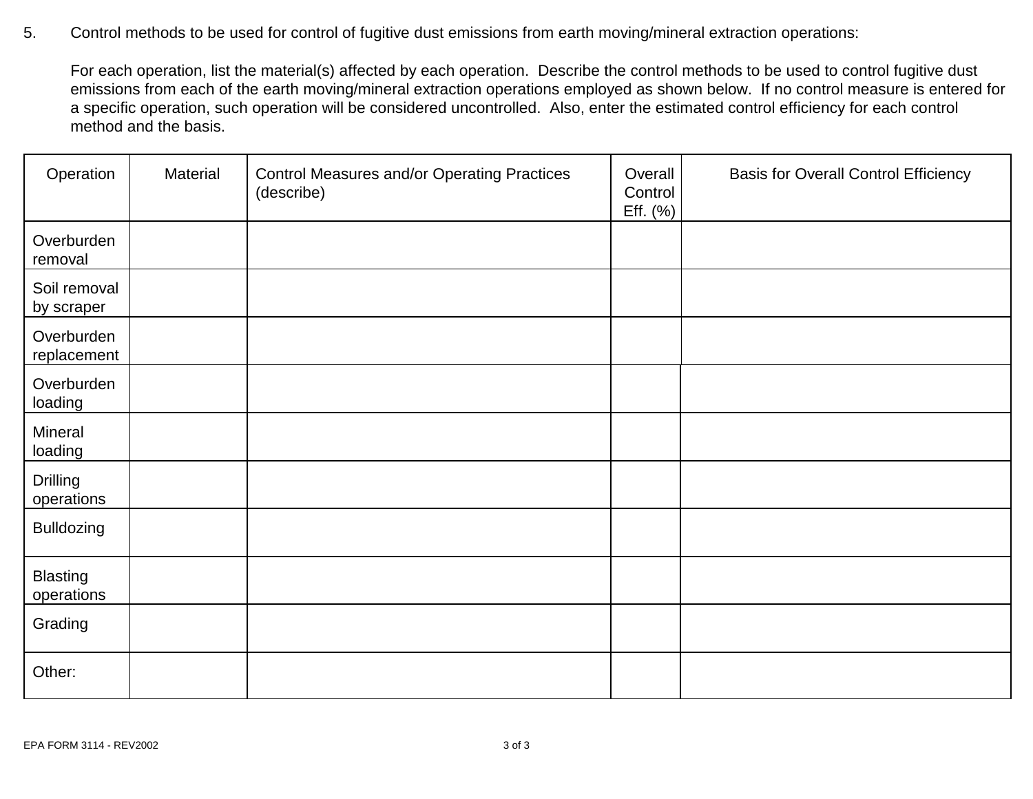5. Control methods to be used for control of fugitive dust emissions from earth moving/mineral extraction operations:

   For each operation, list the material(s) affected by each operation. Describe the control methods to be used to control fugitive dust emissions from each of the earth moving/mineral extraction operations employed as shown below. If no control measure is entered for a specific operation, such operation will be considered uncontrolled. Also, enter the estimated control efficiency for each control method and the basis.

| Operation | Material | Control Measures and/or Operating Practices (describe) | Overall Control Eff. (%) | Basis for Overall Control Efficiency |
|---|---|---|---|---|
| Overburden removal | | | | |
| Soil removal by scraper | | | | |
| Overburden replacement | | | | |
| Overburden loading | | | | |
| Mineral loading | | | | |
| Drilling operations | | | | |
| Bulldozing | | | | |
| Blasting operations | | | | |
| Grading | | | | |
| Other: | | | | |

EPA FORM 3114 - REV2002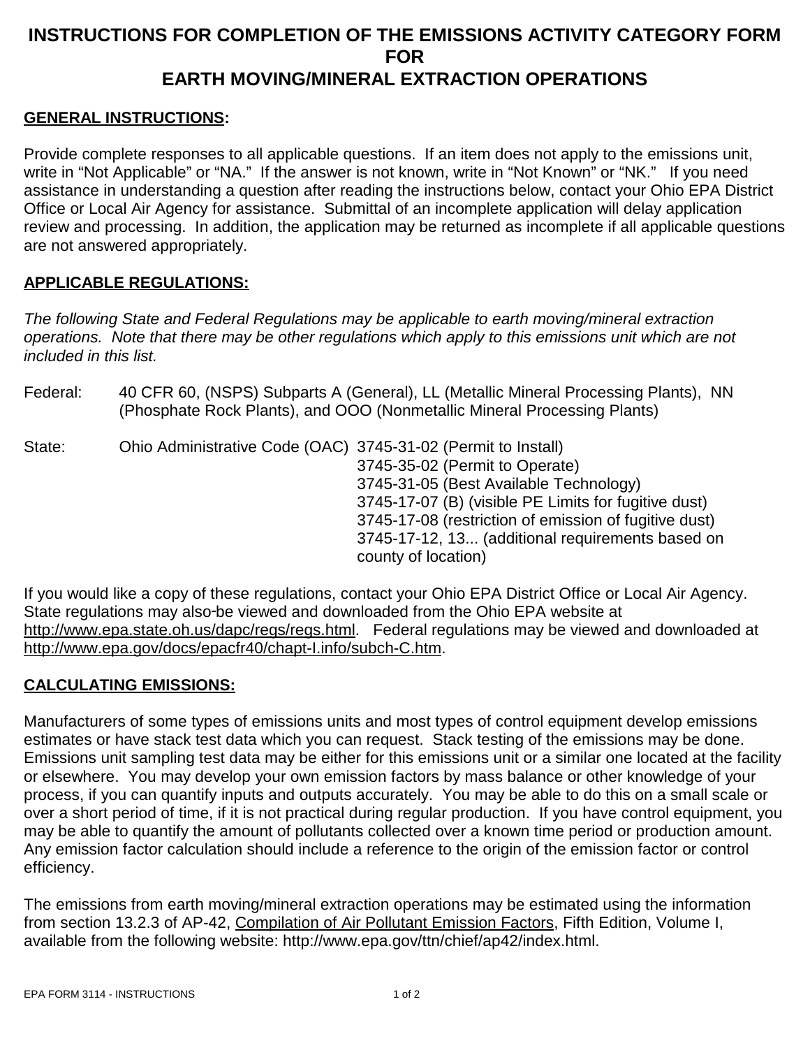# INSTRUCTIONS FOR COMPLETION OF THE EMISSIONS ACTIVITY CATEGORY FORM FOR EARTH MOVING/MINERAL EXTRACTION OPERATIONS

**GENERAL INSTRUCTIONS:**

Provide complete responses to all applicable questions. If an item does not apply to the emissions unit, write in "Not Applicable" or "NA." If the answer is not known, write in "Not Known" or "NK." If you need assistance in understanding a question after reading the instructions below, contact your Ohio EPA District Office or Local Air Agency for assistance. Submittal of an incomplete application will delay application review and processing. In addition, the application may be returned as incomplete if all applicable questions are not answered appropriately.

**APPLICABLE REGULATIONS:**

*The following State and Federal Regulations may be applicable to earth moving/mineral extraction operations. Note that there may be other regulations which apply to this emissions unit which are not included in this list.*

Federal: 40 CFR 60, (NSPS) Subparts A (General), LL (Metallic Mineral Processing Plants), NN (Phosphate Rock Plants), and OOO (Nonmetallic Mineral Processing Plants)

State: Ohio Administrative Code (OAC)
- 3745-31-02 (Permit to Install)
- 3745-35-02 (Permit to Operate)
- 3745-31-05 (Best Available Technology)
- 3745-17-07 (B) (visible PE Limits for fugitive dust)
- 3745-17-08 (restriction of emission of fugitive dust)
- 3745-17-12, 13... (additional requirements based on county of location)

If you would like a copy of these regulations, contact your Ohio EPA District Office or Local Air Agency. State regulations may also be viewed and downloaded from the Ohio EPA website at http://www.epa.state.oh.us/dapc/regs/regs.html. Federal regulations may be viewed and downloaded at http://www.epa.gov/docs/epacfr40/chapt-I.info/subch-C.htm.

**CALCULATING EMISSIONS:**

Manufacturers of some types of emissions units and most types of control equipment develop emissions estimates or have stack test data which you can request. Stack testing of the emissions may be done. Emissions unit sampling test data may be either for this emissions unit or a similar one located at the facility or elsewhere. You may develop your own emission factors by mass balance or other knowledge of your process, if you can quantify inputs and outputs accurately. You may be able to do this on a small scale or over a short period of time, if it is not practical during regular production. If you have control equipment, you may be able to quantify the amount of pollutants collected over a known time period or production amount. Any emission factor calculation should include a reference to the origin of the emission factor or control efficiency.

The emissions from earth moving/mineral extraction operations may be estimated using the information from section 13.2.3 of AP-42, Compilation of Air Pollutant Emission Factors, Fifth Edition, Volume I, available from the following website: http://www.epa.gov/ttn/chief/ap42/index.html.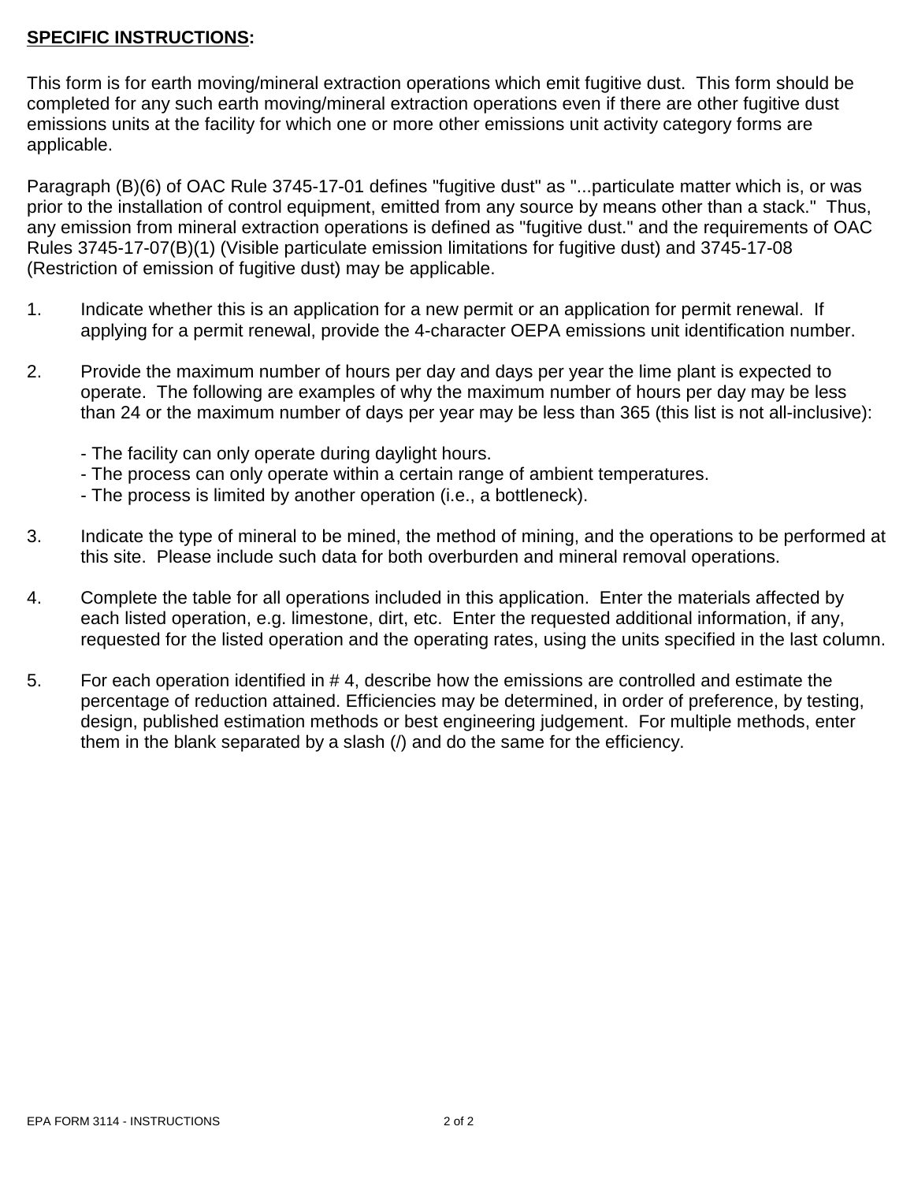**<u>SPECIFIC INSTRUCTIONS</u>:**

This form is for earth moving/mineral extraction operations which emit fugitive dust. This form should be completed for any such earth moving/mineral extraction operations even if there are other fugitive dust emissions units at the facility for which one or more other emissions unit activity category forms are applicable.

Paragraph (B)(6) of OAC Rule 3745-17-01 defines "fugitive dust" as "...particulate matter which is, or was prior to the installation of control equipment, emitted from any source by means other than a stack." Thus, any emission from mineral extraction operations is defined as "fugitive dust." and the requirements of OAC Rules 3745-17-07(B)(1) (Visible particulate emission limitations for fugitive dust) and 3745-17-08 (Restriction of emission of fugitive dust) may be applicable.

1. Indicate whether this is an application for a new permit or an application for permit renewal. If applying for a permit renewal, provide the 4-character OEPA emissions unit identification number.

2. Provide the maximum number of hours per day and days per year the lime plant is expected to operate. The following are examples of why the maximum number of hours per day may be less than 24 or the maximum number of days per year may be less than 365 (this list is not all-inclusive):

   - The facility can only operate during daylight hours.
   - The process can only operate within a certain range of ambient temperatures.
   - The process is limited by another operation (i.e., a bottleneck).

3. Indicate the type of mineral to be mined, the method of mining, and the operations to be performed at this site. Please include such data for both overburden and mineral removal operations.

4. Complete the table for all operations included in this application. Enter the materials affected by each listed operation, e.g. limestone, dirt, etc. Enter the requested additional information, if any, requested for the listed operation and the operating rates, using the units specified in the last column.

5. For each operation identified in # 4, describe how the emissions are controlled and estimate the percentage of reduction attained. Efficiencies may be determined, in order of preference, by testing, design, published estimation methods or best engineering judgement. For multiple methods, enter them in the blank separated by a slash (/) and do the same for the efficiency.